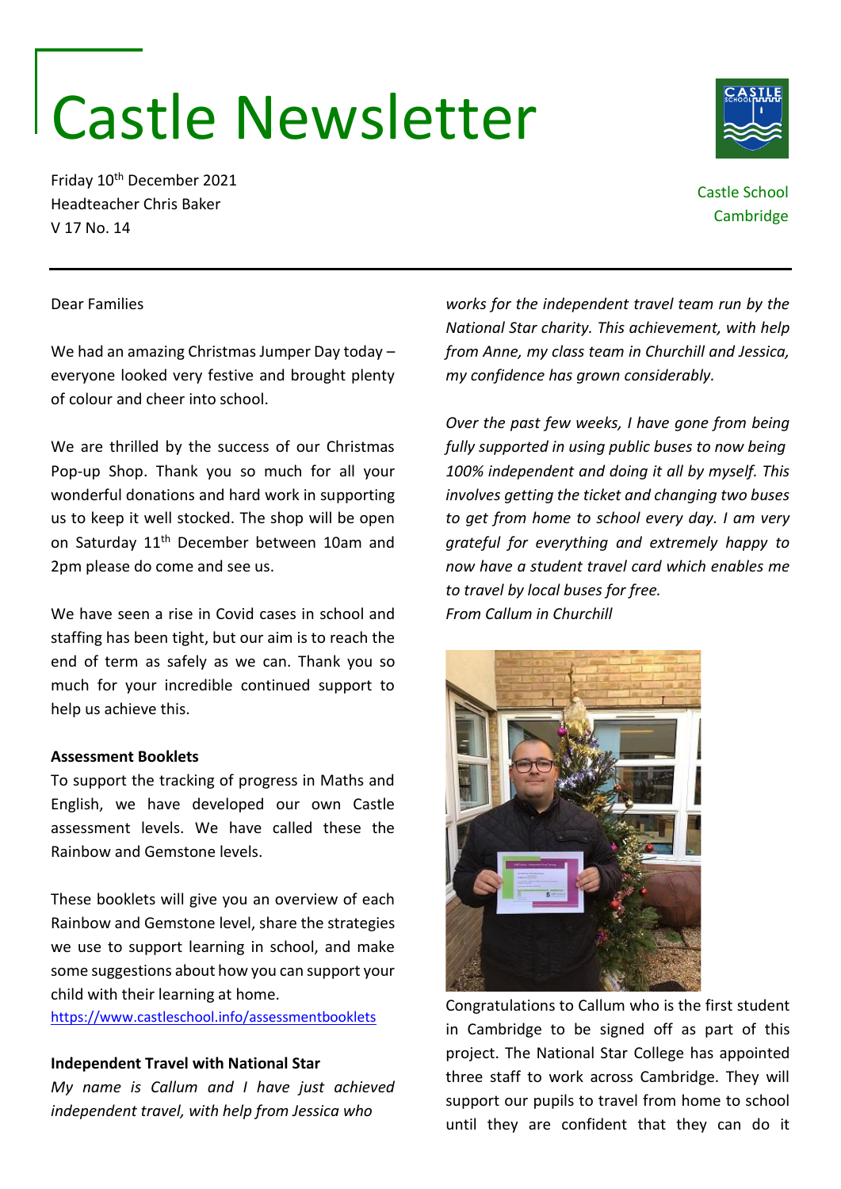# Castle Newsletter

Friday 10th December 2021
Headteacher Chris Baker
V 17 No. 14

Castle School
Cambridge

Dear Families

We had an amazing Christmas Jumper Day today – everyone looked very festive and brought plenty of colour and cheer into school.

We are thrilled by the success of our Christmas Pop-up Shop. Thank you so much for all your wonderful donations and hard work in supporting us to keep it well stocked. The shop will be open on Saturday 11th December between 10am and 2pm please do come and see us.

We have seen a rise in Covid cases in school and staffing has been tight, but our aim is to reach the end of term as safely as we can. Thank you so much for your incredible continued support to help us achieve this.

**Assessment Booklets**

To support the tracking of progress in Maths and English, we have developed our own Castle assessment levels. We have called these the Rainbow and Gemstone levels.

These booklets will give you an overview of each Rainbow and Gemstone level, share the strategies we use to support learning in school, and make some suggestions about how you can support your child with their learning at home.
https://www.castleschool.info/assessmentbooklets

**Independent Travel with National Star**

*My name is Callum and I have just achieved independent travel, with help from Jessica who works for the independent travel team run by the National Star charity. This achievement, with help from Anne, my class team in Churchill and Jessica, my confidence has grown considerably.*

*Over the past few weeks, I have gone from being fully supported in using public buses to now being 100% independent and doing it all by myself. This involves getting the ticket and changing two buses to get from home to school every day. I am very grateful for everything and extremely happy to now have a student travel card which enables me to travel by local buses for free.*
*From Callum in Churchill*

Congratulations to Callum who is the first student in Cambridge to be signed off as part of this project. The National Star College has appointed three staff to work across Cambridge. They will support our pupils to travel from home to school until they are confident that they can do it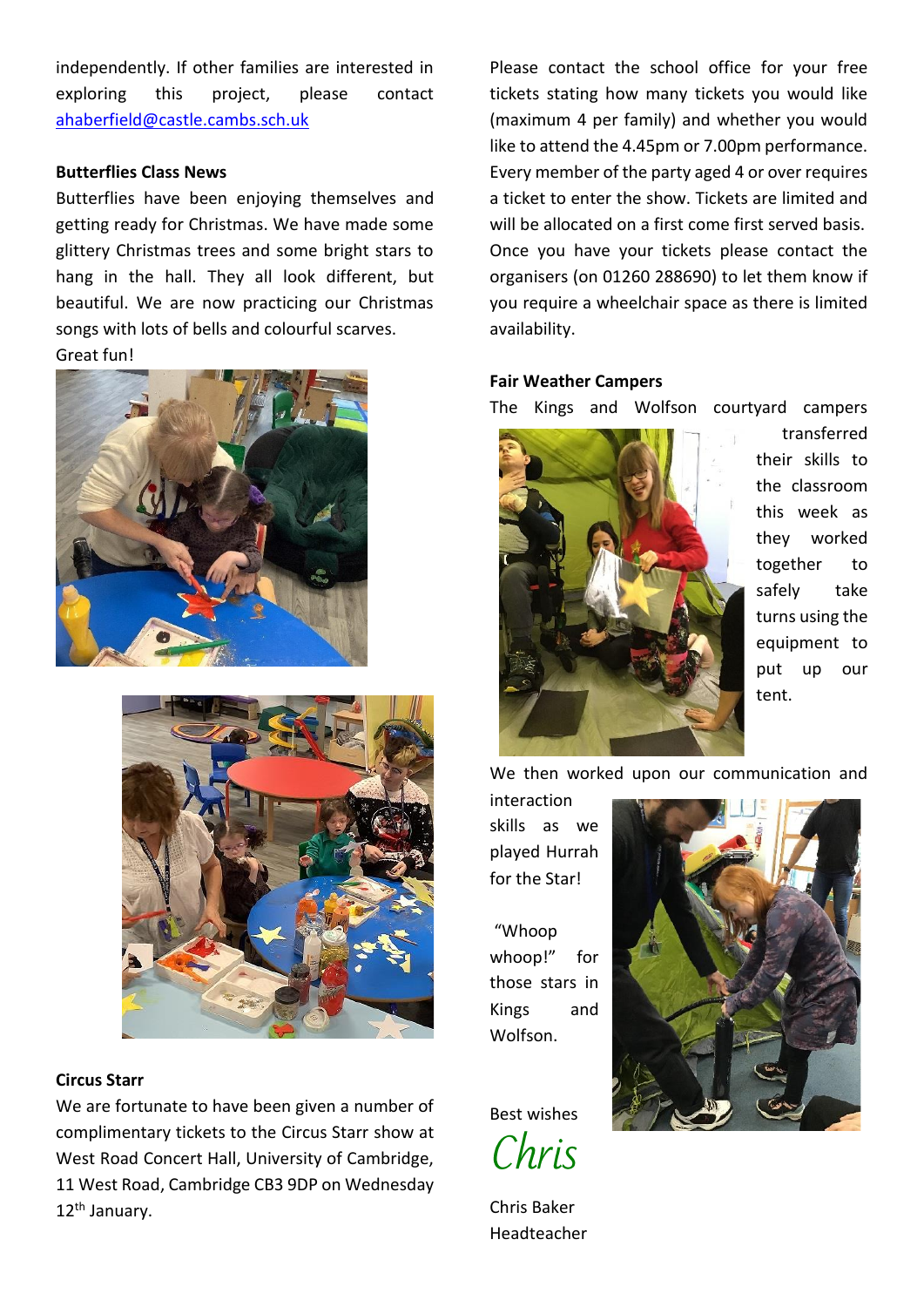independently. If other families are interested in exploring this project, please contact [ahaberfield@castle.cambs.sch.uk](mailto:ahaberfield@castle.cambs.sch.uk)

**Butterflies Class News**

Butterflies have been enjoying themselves and getting ready for Christmas. We have made some glittery Christmas trees and some bright stars to hang in the hall. They all look different, but beautiful. We are now practicing our Christmas songs with lots of bells and colourful scarves.
Great fun!

**Circus Starr**

We are fortunate to have been given a number of complimentary tickets to the Circus Starr show at West Road Concert Hall, University of Cambridge, 11 West Road, Cambridge CB3 9DP on Wednesday 12th January.

Please contact the school office for your free tickets stating how many tickets you would like (maximum 4 per family) and whether you would like to attend the 4.45pm or 7.00pm performance. Every member of the party aged 4 or over requires a ticket to enter the show. Tickets are limited and will be allocated on a first come first served basis. Once you have your tickets please contact the organisers (on 01260 288690) to let them know if you require a wheelchair space as there is limited availability.

**Fair Weather Campers**

The Kings and Wolfson courtyard campers transferred their skills to the classroom this week as they worked together to safely take turns using the equipment to put up our tent.

We then worked upon our communication and interaction skills as we played Hurrah for the Star!

"Whoop whoop!" for those stars in Kings and Wolfson.

Best wishes

*Chris*

Chris Baker
Headteacher